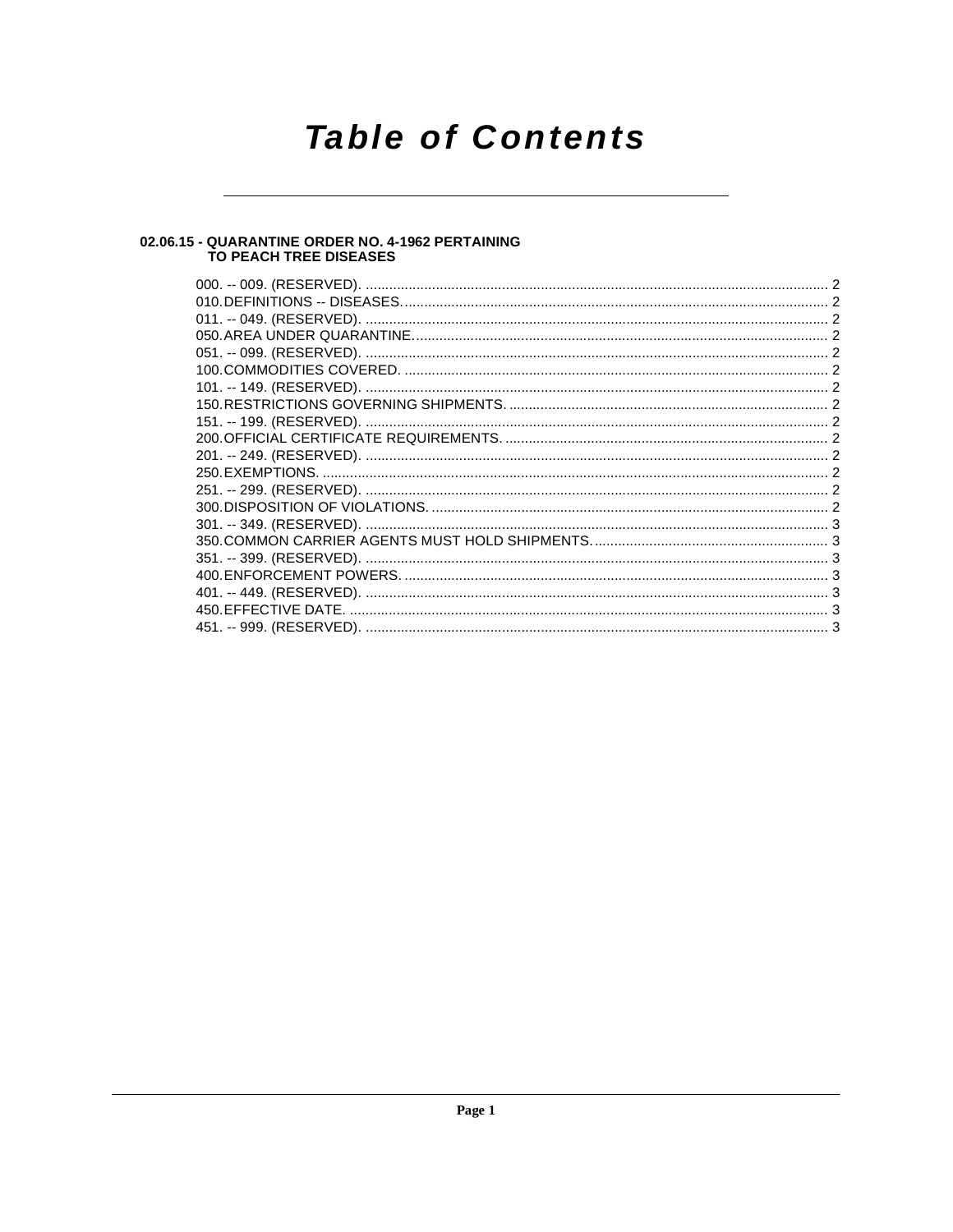# Table of Contents

**02.06.15 - QUARANTINE ORDER NO. 4-1962 PERTAINING TO PEACH TREE DISEASES**

000. -- 009. (RESERVED). ........ 2
010. DEFINITIONS -- DISEASES. ........ 2
011. -- 049. (RESERVED). ........ 2
050. AREA UNDER QUARANTINE. ........ 2
051. -- 099. (RESERVED). ........ 2
100. COMMODITIES COVERED. ........ 2
101. -- 149. (RESERVED). ........ 2
150. RESTRICTIONS GOVERNING SHIPMENTS. ........ 2
151. -- 199. (RESERVED). ........ 2
200. OFFICIAL CERTIFICATE REQUIREMENTS. ........ 2
201. -- 249. (RESERVED). ........ 2
250. EXEMPTIONS. ........ 2
251. -- 299. (RESERVED). ........ 2
300. DISPOSITION OF VIOLATIONS. ........ 2
301. -- 349. (RESERVED). ........ 3
350. COMMON CARRIER AGENTS MUST HOLD SHIPMENTS. ........ 3
351. -- 399. (RESERVED). ........ 3
400. ENFORCEMENT POWERS. ........ 3
401. -- 449. (RESERVED). ........ 3
450. EFFECTIVE DATE. ........ 3
451. -- 999. (RESERVED). ........ 3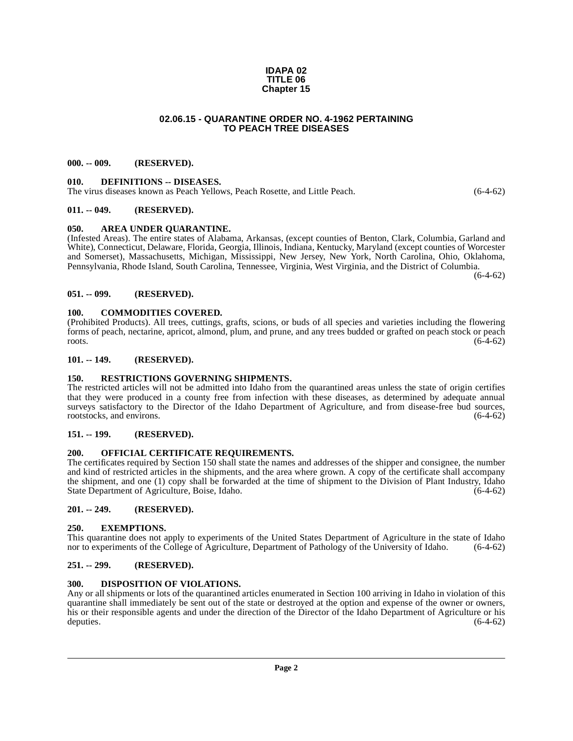**IDAPA 02**
**TITLE 06**
**Chapter 15**

## 02.06.15 - QUARANTINE ORDER NO. 4-1962 PERTAINING TO PEACH TREE DISEASES

### 000. -- 009. (RESERVED).

### 010. DEFINITIONS -- DISEASES.

The virus diseases known as Peach Yellows, Peach Rosette, and Little Peach. (6-4-62)

### 011. -- 049. (RESERVED).

### 050. AREA UNDER QUARANTINE.

(Infested Areas). The entire states of Alabama, Arkansas, (except counties of Benton, Clark, Columbia, Garland and White), Connecticut, Delaware, Florida, Georgia, Illinois, Indiana, Kentucky, Maryland (except counties of Worcester and Somerset), Massachusetts, Michigan, Mississippi, New Jersey, New York, North Carolina, Ohio, Oklahoma, Pennsylvania, Rhode Island, South Carolina, Tennessee, Virginia, West Virginia, and the District of Columbia. (6-4-62)

### 051. -- 099. (RESERVED).

### 100. COMMODITIES COVERED.

(Prohibited Products). All trees, cuttings, grafts, scions, or buds of all species and varieties including the flowering forms of peach, nectarine, apricot, almond, plum, and prune, and any trees budded or grafted on peach stock or peach roots. (6-4-62)

### 101. -- 149. (RESERVED).

### 150. RESTRICTIONS GOVERNING SHIPMENTS.

The restricted articles will not be admitted into Idaho from the quarantined areas unless the state of origin certifies that they were produced in a county free from infection with these diseases, as determined by adequate annual surveys satisfactory to the Director of the Idaho Department of Agriculture, and from disease-free bud sources, rootstocks, and environs. (6-4-62)

### 151. -- 199. (RESERVED).

### 200. OFFICIAL CERTIFICATE REQUIREMENTS.

The certificates required by Section 150 shall state the names and addresses of the shipper and consignee, the number and kind of restricted articles in the shipments, and the area where grown. A copy of the certificate shall accompany the shipment, and one (1) copy shall be forwarded at the time of shipment to the Division of Plant Industry, Idaho State Department of Agriculture, Boise, Idaho. (6-4-62)

### 201. -- 249. (RESERVED).

### 250. EXEMPTIONS.

This quarantine does not apply to experiments of the United States Department of Agriculture in the state of Idaho nor to experiments of the College of Agriculture, Department of Pathology of the University of Idaho. (6-4-62)

### 251. -- 299. (RESERVED).

### 300. DISPOSITION OF VIOLATIONS.

Any or all shipments or lots of the quarantined articles enumerated in Section 100 arriving in Idaho in violation of this quarantine shall immediately be sent out of the state or destroyed at the option and expense of the owner or owners, his or their responsible agents and under the direction of the Director of the Idaho Department of Agriculture or his deputies. (6-4-62)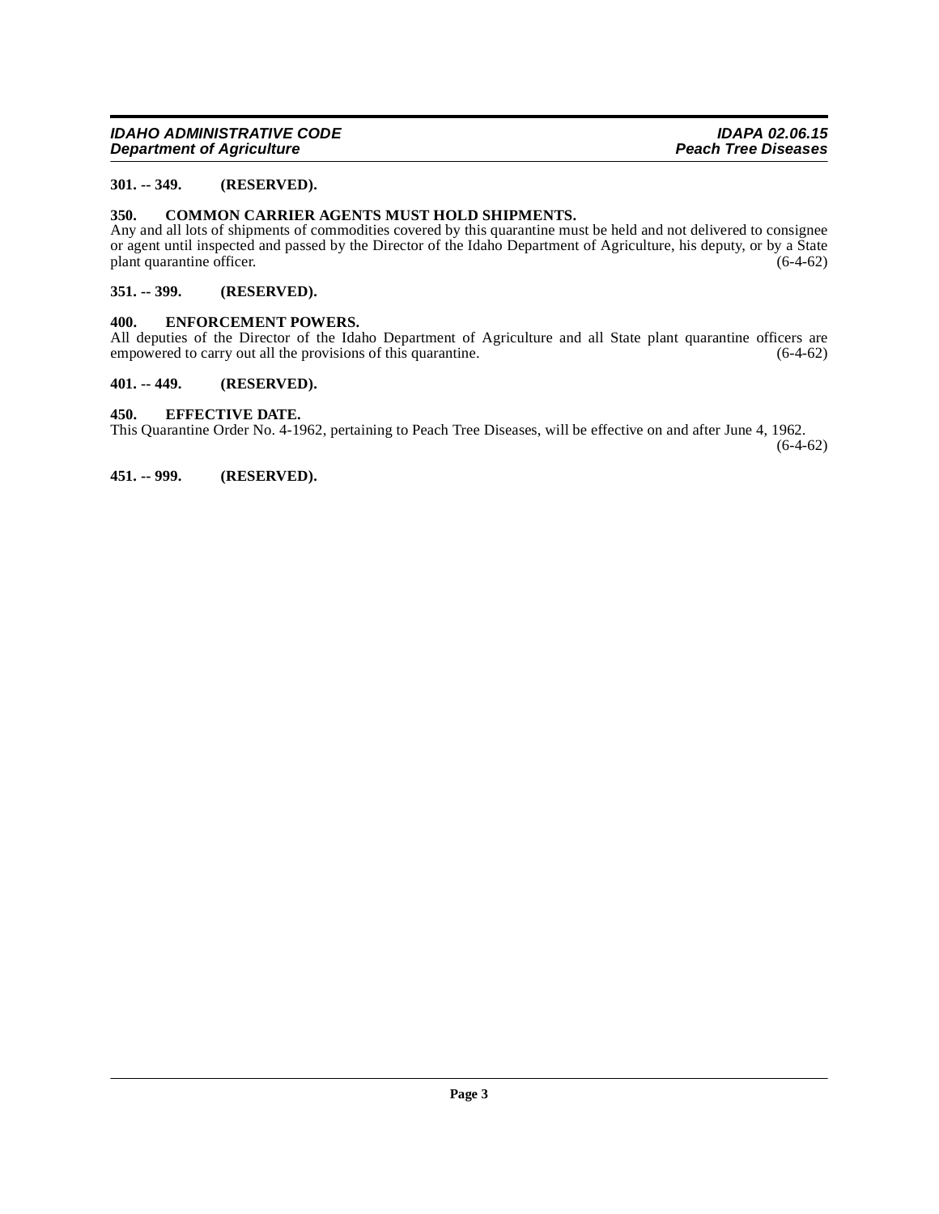**301. -- 349. (RESERVED).**

**350. COMMON CARRIER AGENTS MUST HOLD SHIPMENTS.**

Any and all lots of shipments of commodities covered by this quarantine must be held and not delivered to consignee or agent until inspected and passed by the Director of the Idaho Department of Agriculture, his deputy, or by a State plant quarantine officer. (6-4-62)

**351. -- 399. (RESERVED).**

**400. ENFORCEMENT POWERS.**

All deputies of the Director of the Idaho Department of Agriculture and all State plant quarantine officers are empowered to carry out all the provisions of this quarantine. (6-4-62)

**401. -- 449. (RESERVED).**

**450. EFFECTIVE DATE.**

This Quarantine Order No. 4-1962, pertaining to Peach Tree Diseases, will be effective on and after June 4, 1962. (6-4-62)

**451. -- 999. (RESERVED).**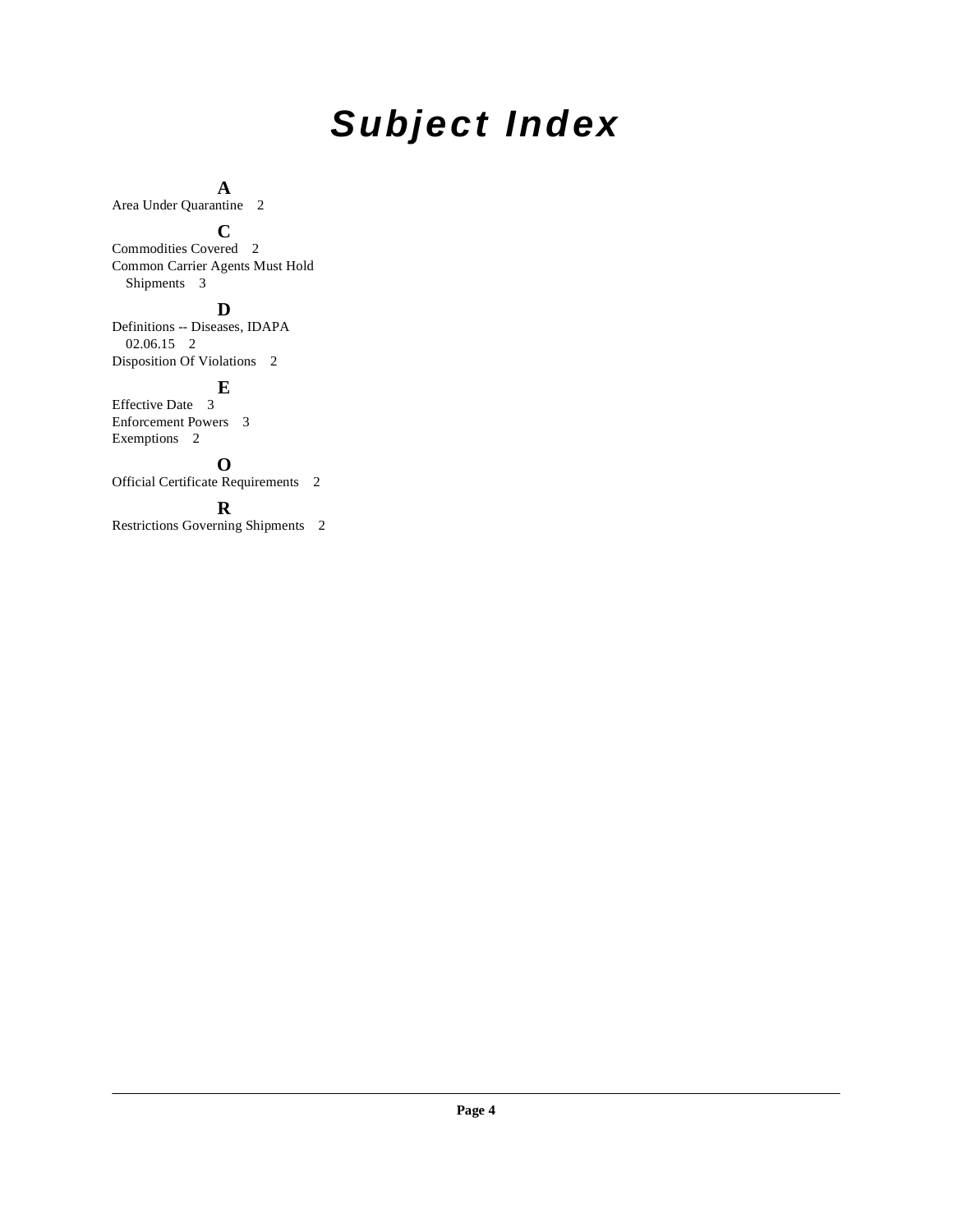# *Subject Index*

**A**

Area Under Quarantine 2

**C**

Commodities Covered 2
Common Carrier Agents Must Hold Shipments 3

**D**

Definitions -- Diseases, IDAPA 02.06.15 2
Disposition Of Violations 2

**E**

Effective Date 3
Enforcement Powers 3
Exemptions 2

**O**

Official Certificate Requirements 2

**R**

Restrictions Governing Shipments 2